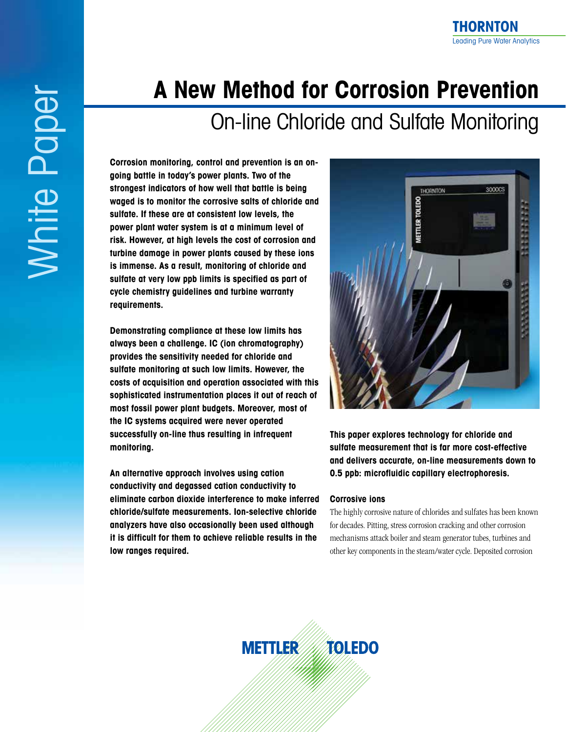THORNTON
Leading Pure Water Analytics

White Paper

# A New Method for Corrosion Prevention

## On-line Chloride and Sulfate Monitoring

**Corrosion monitoring, control and prevention is an on-going battle in today's power plants. Two of the strongest indicators of how well that battle is being waged is to monitor the corrosive salts of chloride and sulfate. If these are at consistent low levels, the power plant water system is at a minimum level of risk. However, at high levels the cost of corrosion and turbine damage in power plants caused by these ions is immense. As a result, monitoring of chloride and sulfate at very low ppb limits is specified as part of cycle chemistry guidelines and turbine warranty requirements.**

**Demonstrating compliance at these low limits has always been a challenge. IC (ion chromatography) provides the sensitivity needed for chloride and sulfate monitoring at such low limits. However, the costs of acquisition and operation associated with this sophisticated instrumentation places it out of reach of most fossil power plant budgets. Moreover, most of the IC systems acquired were never operated successfully on-line thus resulting in infrequent monitoring.**

**An alternative approach involves using cation conductivity and degassed cation conductivity to eliminate carbon dioxide interference to make inferred chloride/sulfate measurements. Ion-selective chloride analyzers have also occasionally been used although it is difficult for them to achieve reliable results in the low ranges required.**

**This paper explores technology for chloride and sulfate measurement that is far more cost-effective and delivers accurate, on-line measurements down to 0.5 ppb: microfluidic capillary electrophoresis.**

### Corrosive ions

The highly corrosive nature of chlorides and sulfates has been known for decades. Pitting, stress corrosion cracking and other corrosion mechanisms attack boiler and steam generator tubes, turbines and other key components in the steam/water cycle. Deposited corrosion

METTLER TOLEDO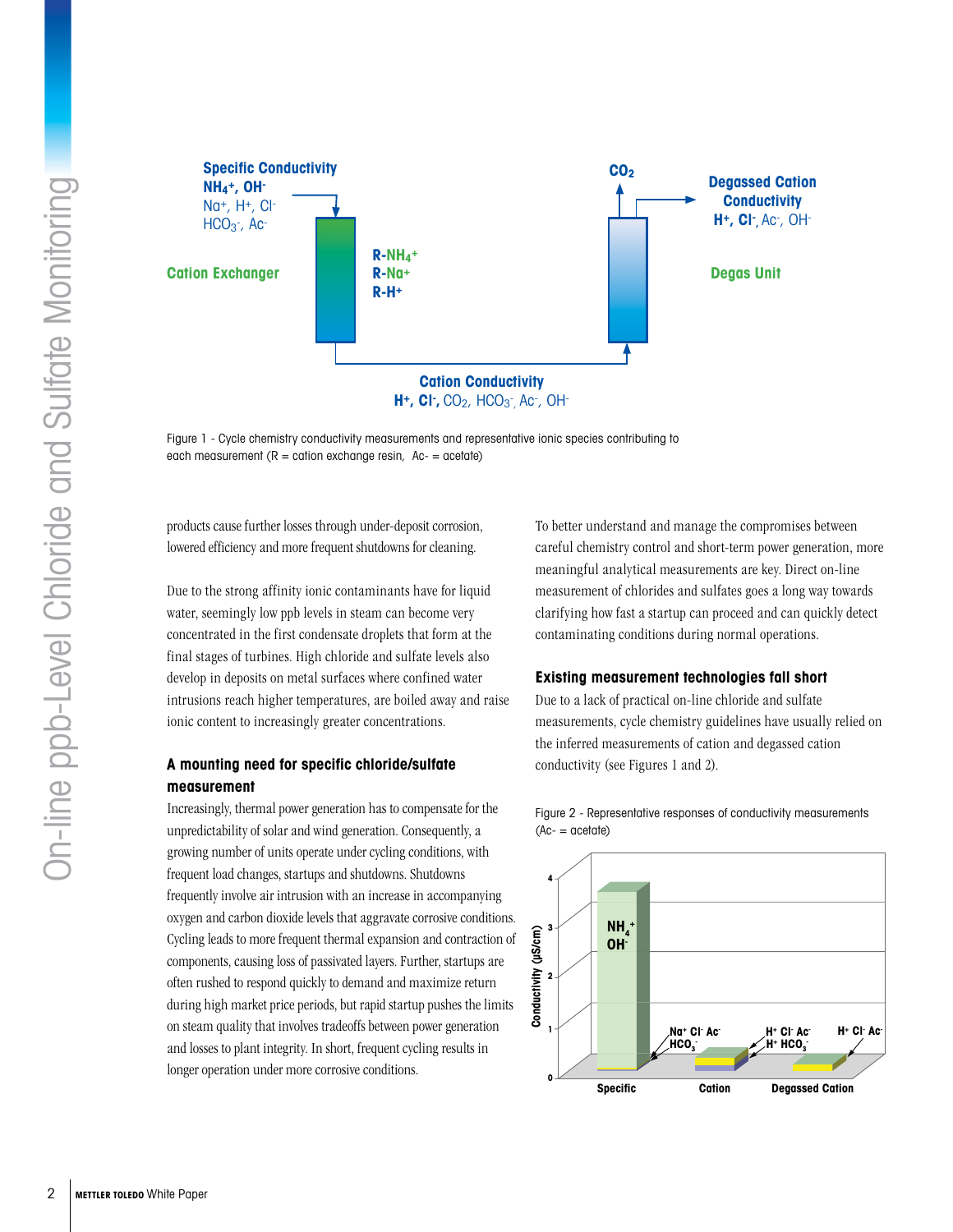Figure 1 - Cycle chemistry conductivity measurements and representative ionic species contributing to each measurement (R = cation exchange resin, Ac- = acetate)

products cause further losses through under-deposit corrosion, lowered efficiency and more frequent shutdowns for cleaning.

Due to the strong affinity ionic contaminants have for liquid water, seemingly low ppb levels in steam can become very concentrated in the first condensate droplets that form at the final stages of turbines. High chloride and sulfate levels also develop in deposits on metal surfaces where confined water intrusions reach higher temperatures, are boiled away and raise ionic content to increasingly greater concentrations.

## A mounting need for specific chloride/sulfate measurement

Increasingly, thermal power generation has to compensate for the unpredictability of solar and wind generation. Consequently, a growing number of units operate under cycling conditions, with frequent load changes, startups and shutdowns. Shutdowns frequently involve air intrusion with an increase in accompanying oxygen and carbon dioxide levels that aggravate corrosive conditions. Cycling leads to more frequent thermal expansion and contraction of components, causing loss of passivated layers. Further, startups are often rushed to respond quickly to demand and maximize return during high market price periods, but rapid startup pushes the limits on steam quality that involves tradeoffs between power generation and losses to plant integrity. In short, frequent cycling results in longer operation under more corrosive conditions.

To better understand and manage the compromises between careful chemistry control and short-term power generation, more meaningful analytical measurements are key. Direct on-line measurement of chlorides and sulfates goes a long way towards clarifying how fast a startup can proceed and can quickly detect contaminating conditions during normal operations.

## Existing measurement technologies fall short

Due to a lack of practical on-line chloride and sulfate measurements, cycle chemistry guidelines have usually relied on the inferred measurements of cation and degassed cation conductivity (see Figures 1 and 2).

Figure 2 - Representative responses of conductivity measurements (Ac- = acetate)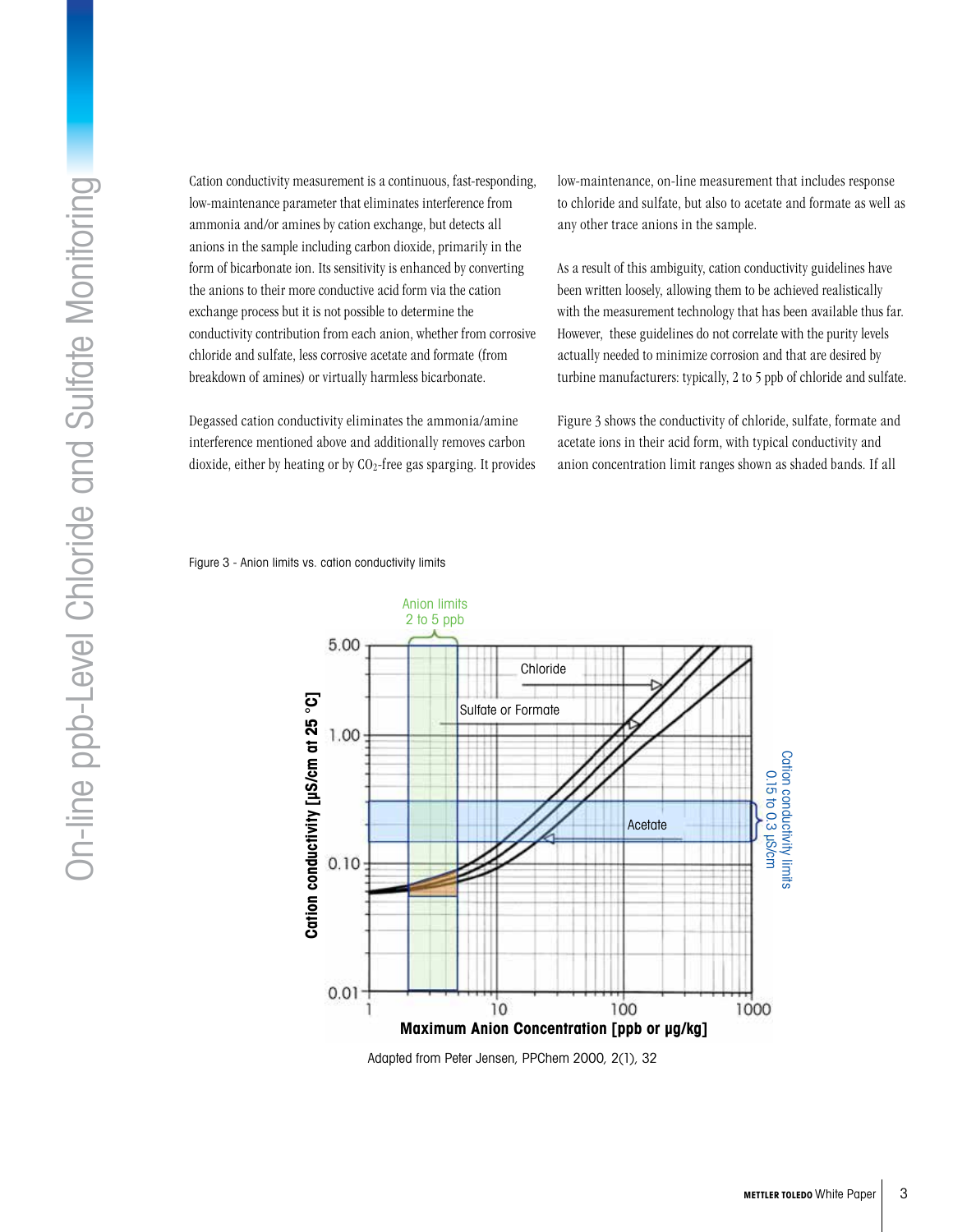Cation conductivity measurement is a continuous, fast-responding, low-maintenance parameter that eliminates interference from ammonia and/or amines by cation exchange, but detects all anions in the sample including carbon dioxide, primarily in the form of bicarbonate ion. Its sensitivity is enhanced by converting the anions to their more conductive acid form via the cation exchange process but it is not possible to determine the conductivity contribution from each anion, whether from corrosive chloride and sulfate, less corrosive acetate and formate (from breakdown of amines) or virtually harmless bicarbonate.

Degassed cation conductivity eliminates the ammonia/amine interference mentioned above and additionally removes carbon dioxide, either by heating or by $CO_2$-free gas sparging. It provides low-maintenance, on-line measurement that includes response to chloride and sulfate, but also to acetate and formate as well as any other trace anions in the sample.

As a result of this ambiguity, cation conductivity guidelines have been written loosely, allowing them to be achieved realistically with the measurement technology that has been available thus far. However, these guidelines do not correlate with the purity levels actually needed to minimize corrosion and that are desired by turbine manufacturers: typically, 2 to 5 ppb of chloride and sulfate.

Figure 3 shows the conductivity of chloride, sulfate, formate and acetate ions in their acid form, with typical conductivity and anion concentration limit ranges shown as shaded bands. If all

Figure 3 - Anion limits vs. cation conductivity limits

Adapted from Peter Jensen, PPChem 2000, 2(1), 32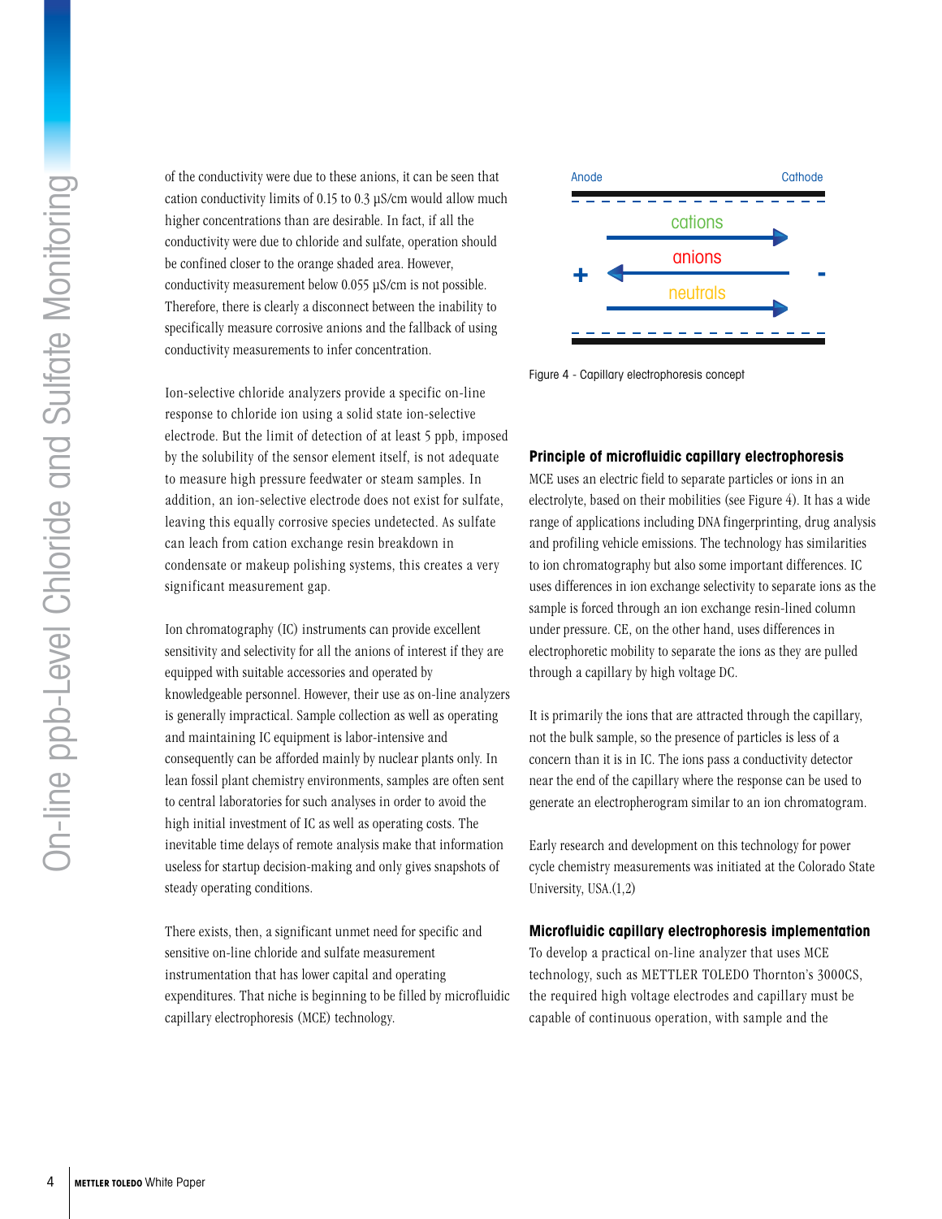of the conductivity were due to these anions, it can be seen that cation conductivity limits of 0.15 to 0.3 µS/cm would allow much higher concentrations than are desirable. In fact, if all the conductivity were due to chloride and sulfate, operation should be confined closer to the orange shaded area. However, conductivity measurement below 0.055 µS/cm is not possible. Therefore, there is clearly a disconnect between the inability to specifically measure corrosive anions and the fallback of using conductivity measurements to infer concentration.

Ion-selective chloride analyzers provide a specific on-line response to chloride ion using a solid state ion-selective electrode. But the limit of detection of at least 5 ppb, imposed by the solubility of the sensor element itself, is not adequate to measure high pressure feedwater or steam samples. In addition, an ion-selective electrode does not exist for sulfate, leaving this equally corrosive species undetected. As sulfate can leach from cation exchange resin breakdown in condensate or makeup polishing systems, this creates a very significant measurement gap.

Ion chromatography (IC) instruments can provide excellent sensitivity and selectivity for all the anions of interest if they are equipped with suitable accessories and operated by knowledgeable personnel. However, their use as on-line analyzers is generally impractical. Sample collection as well as operating and maintaining IC equipment is labor-intensive and consequently can be afforded mainly by nuclear plants only. In lean fossil plant chemistry environments, samples are often sent to central laboratories for such analyses in order to avoid the high initial investment of IC as well as operating costs. The inevitable time delays of remote analysis make that information useless for startup decision-making and only gives snapshots of steady operating conditions.

There exists, then, a significant unmet need for specific and sensitive on-line chloride and sulfate measurement instrumentation that has lower capital and operating expenditures. That niche is beginning to be filled by microfluidic capillary electrophoresis (MCE) technology.

Anode | Cathode

cations → ; anions ← ; neutrals →

\+ | -

Figure 4 - Capillary electrophoresis concept

### Principle of microfluidic capillary electrophoresis

MCE uses an electric field to separate particles or ions in an electrolyte, based on their mobilities (see Figure 4). It has a wide range of applications including DNA fingerprinting, drug analysis and profiling vehicle emissions. The technology has similarities to ion chromatography but also some important differences. IC uses differences in ion exchange selectivity to separate ions as the sample is forced through an ion exchange resin-lined column under pressure. CE, on the other hand, uses differences in electrophoretic mobility to separate the ions as they are pulled through a capillary by high voltage DC.

It is primarily the ions that are attracted through the capillary, not the bulk sample, so the presence of particles is less of a concern than it is in IC. The ions pass a conductivity detector near the end of the capillary where the response can be used to generate an electropherogram similar to an ion chromatogram.

Early research and development on this technology for power cycle chemistry measurements was initiated at the Colorado State University, USA.(1,2)

### Microfluidic capillary electrophoresis implementation

To develop a practical on-line analyzer that uses MCE technology, such as METTLER TOLEDO Thornton's 3000CS, the required high voltage electrodes and capillary must be capable of continuous operation, with sample and the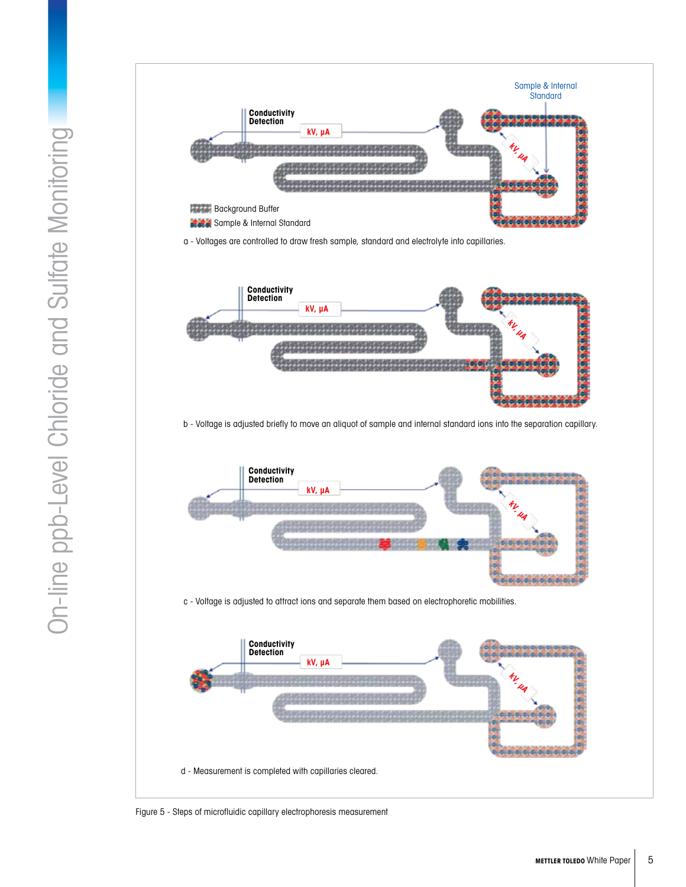Sample & Internal Standard

Conductivity Detection

kV, µA

Background Buffer

Sample & Internal Standard

a - Voltages are controlled to draw fresh sample, standard and electrolyte into capillaries.

Conductivity Detection

kV, µA

b - Voltage is adjusted briefly to move an aliquot of sample and internal standard ions into the separation capillary.

Conductivity Detection

kV, µA

c - Voltage is adjusted to attract ions and separate them based on electrophoretic mobilities.

Conductivity Detection

kV, µA

d - Measurement is completed with capillaries cleared.

Figure 5 - Steps of microfluidic capillary electrophoresis measurement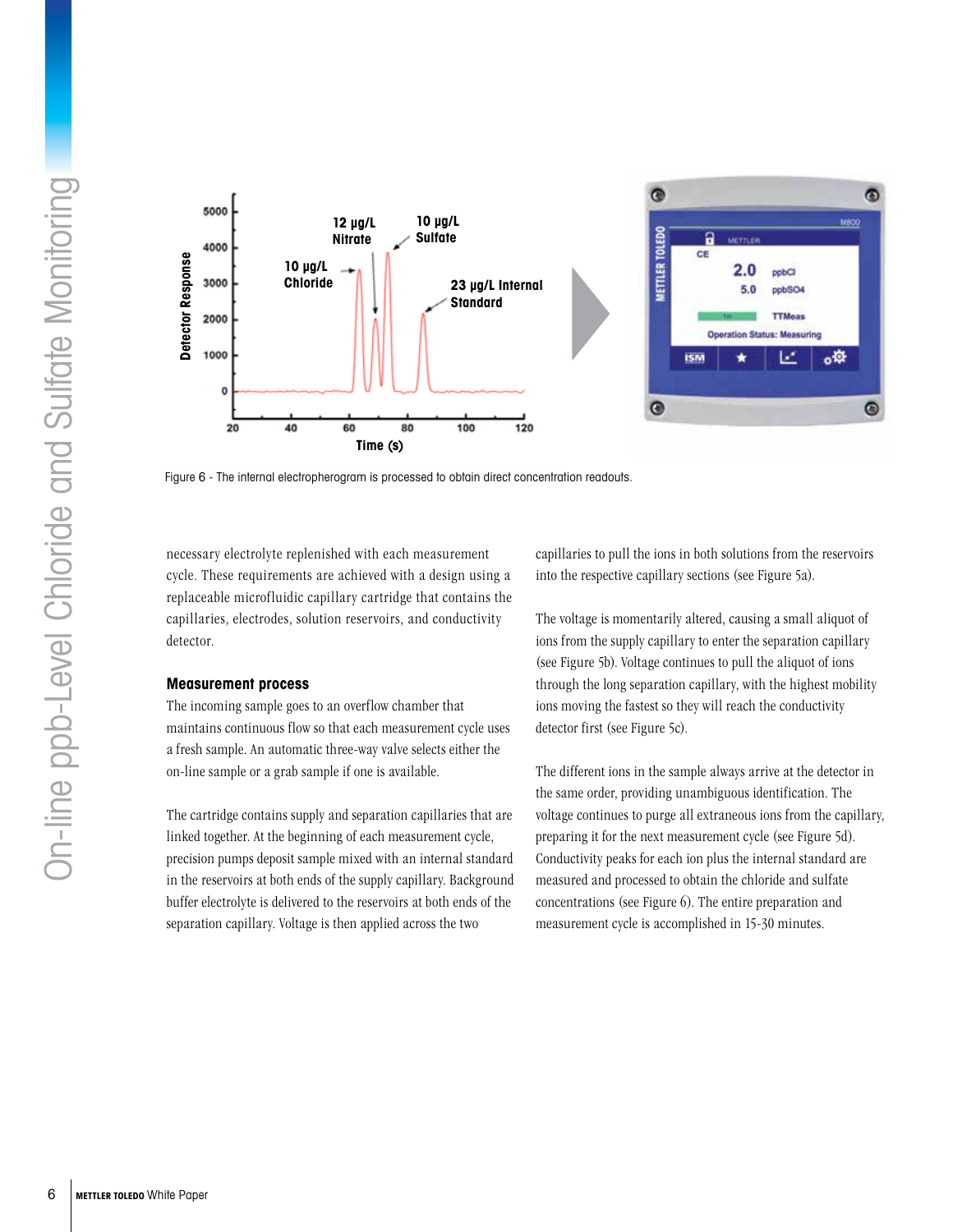Figure 6 - The internal electropherogram is processed to obtain direct concentration readouts.

necessary electrolyte replenished with each measurement cycle. These requirements are achieved with a design using a replaceable microfluidic capillary cartridge that contains the capillaries, electrodes, solution reservoirs, and conductivity detector.

### Measurement process

The incoming sample goes to an overflow chamber that maintains continuous flow so that each measurement cycle uses a fresh sample. An automatic three-way valve selects either the on-line sample or a grab sample if one is available.

The cartridge contains supply and separation capillaries that are linked together. At the beginning of each measurement cycle, precision pumps deposit sample mixed with an internal standard in the reservoirs at both ends of the supply capillary. Background buffer electrolyte is delivered to the reservoirs at both ends of the separation capillary. Voltage is then applied across the two capillaries to pull the ions in both solutions from the reservoirs into the respective capillary sections (see Figure 5a).

The voltage is momentarily altered, causing a small aliquot of ions from the supply capillary to enter the separation capillary (see Figure 5b). Voltage continues to pull the aliquot of ions through the long separation capillary, with the highest mobility ions moving the fastest so they will reach the conductivity detector first (see Figure 5c).

The different ions in the sample always arrive at the detector in the same order, providing unambiguous identification. The voltage continues to purge all extraneous ions from the capillary, preparing it for the next measurement cycle (see Figure 5d). Conductivity peaks for each ion plus the internal standard are measured and processed to obtain the chloride and sulfate concentrations (see Figure 6). The entire preparation and measurement cycle is accomplished in 15-30 minutes.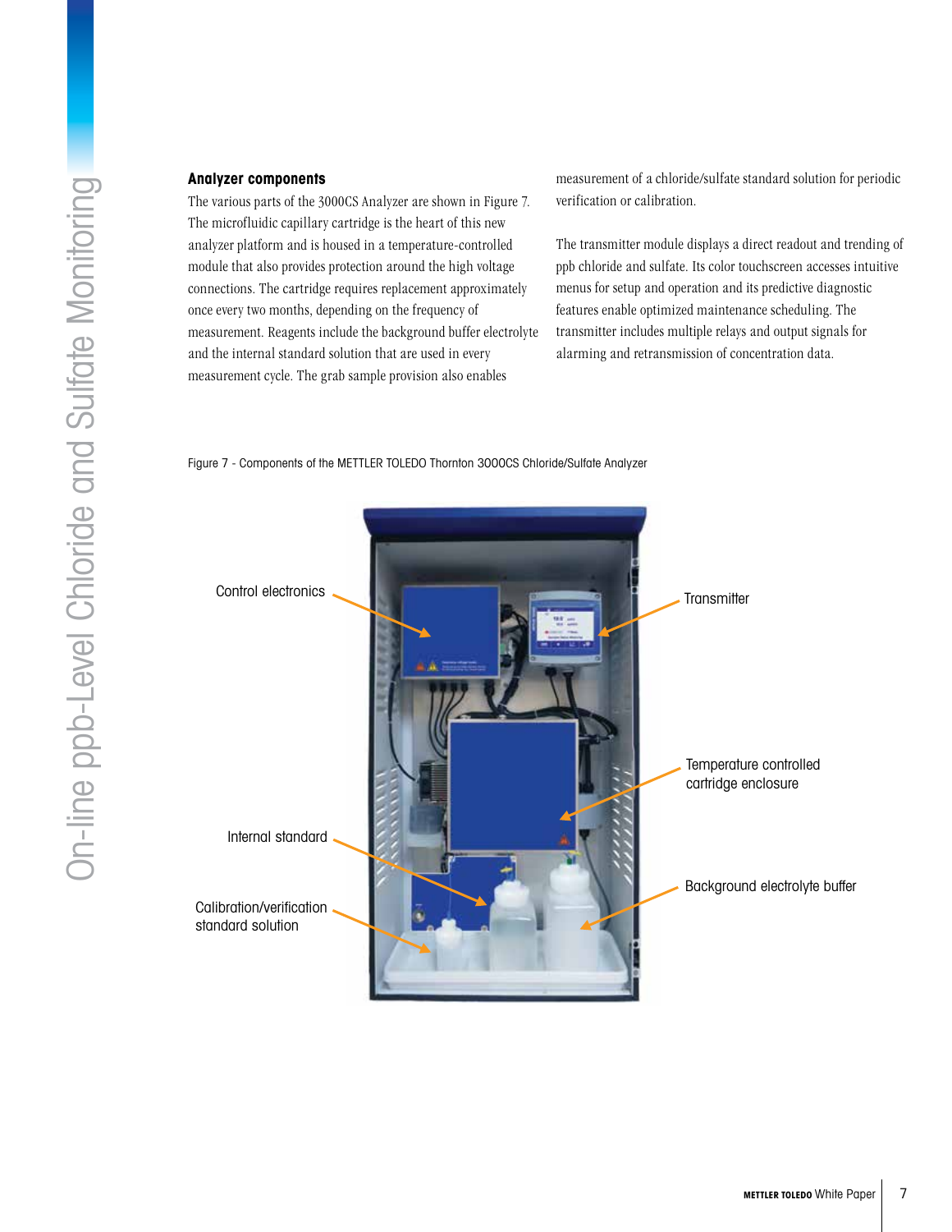## Analyzer components

The various parts of the 3000CS Analyzer are shown in Figure 7. The microfluidic capillary cartridge is the heart of this new analyzer platform and is housed in a temperature-controlled module that also provides protection around the high voltage connections. The cartridge requires replacement approximately once every two months, depending on the frequency of measurement. Reagents include the background buffer electrolyte and the internal standard solution that are used in every measurement cycle. The grab sample provision also enables measurement of a chloride/sulfate standard solution for periodic verification or calibration.

The transmitter module displays a direct readout and trending of ppb chloride and sulfate. Its color touchscreen accesses intuitive menus for setup and operation and its predictive diagnostic features enable optimized maintenance scheduling. The transmitter includes multiple relays and output signals for alarming and retransmission of concentration data.

Figure 7 - Components of the METTLER TOLEDO Thornton 3000CS Chloride/Sulfate Analyzer

Control electronics

Transmitter

Temperature controlled cartridge enclosure

Internal standard

Background electrolyte buffer

Calibration/verification standard solution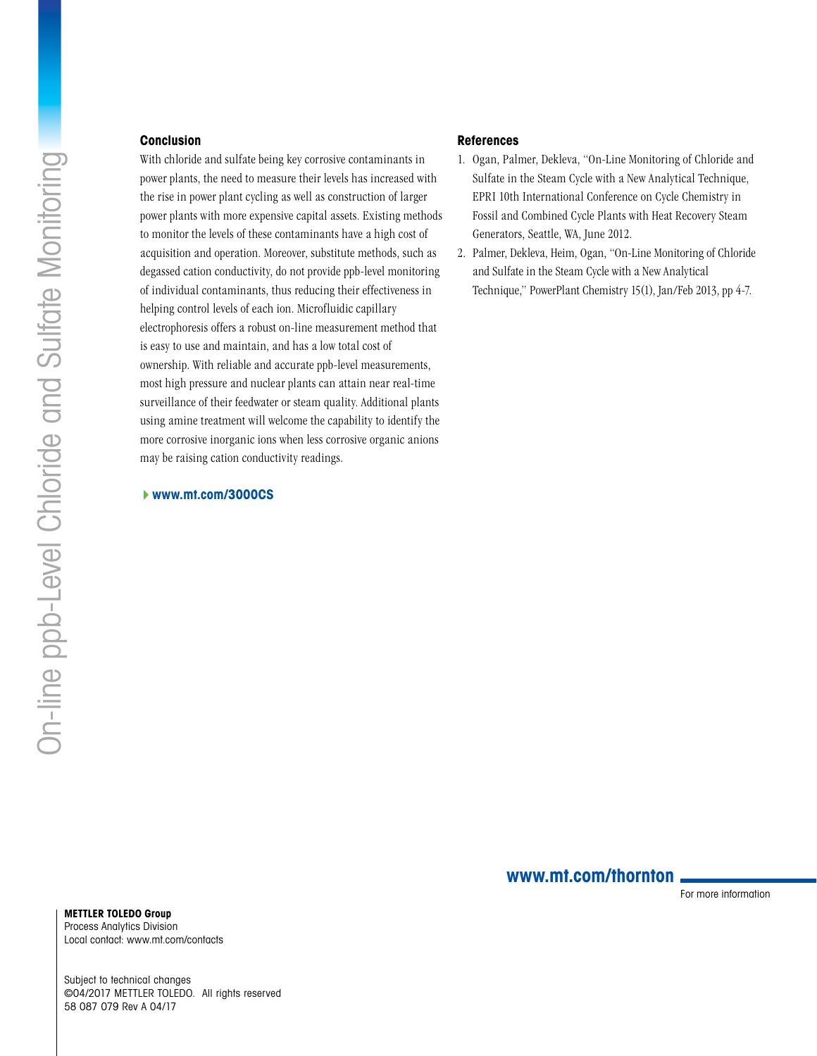## Conclusion

With chloride and sulfate being key corrosive contaminants in power plants, the need to measure their levels has increased with the rise in power plant cycling as well as construction of larger power plants with more expensive capital assets. Existing methods to monitor the levels of these contaminants have a high cost of acquisition and operation. Moreover, substitute methods, such as degassed cation conductivity, do not provide ppb-level monitoring of individual contaminants, thus reducing their effectiveness in helping control levels of each ion. Microfluidic capillary electrophoresis offers a robust on-line measurement method that is easy to use and maintain, and has a low total cost of ownership. With reliable and accurate ppb-level measurements, most high pressure and nuclear plants can attain near real-time surveillance of their feedwater or steam quality. Additional plants using amine treatment will welcome the capability to identify the more corrosive inorganic ions when less corrosive organic anions may be raising cation conductivity readings.

▸ **www.mt.com/3000CS**

## References

1. Ogan, Palmer, Dekleva, "On-Line Monitoring of Chloride and Sulfate in the Steam Cycle with a New Analytical Technique, EPRI 10th International Conference on Cycle Chemistry in Fossil and Combined Cycle Plants with Heat Recovery Steam Generators, Seattle, WA, June 2012.
2. Palmer, Dekleva, Heim, Ogan, "On-Line Monitoring of Chloride and Sulfate in the Steam Cycle with a New Analytical Technique," PowerPlant Chemistry 15(1), Jan/Feb 2013, pp 4-7.

**www.mt.com/thornton**

For more information

**METTLER TOLEDO Group**
Process Analytics Division
Local contact: www.mt.com/contacts

Subject to technical changes
©04/2017 METTLER TOLEDO. All rights reserved
58 087 079 Rev A 04/17